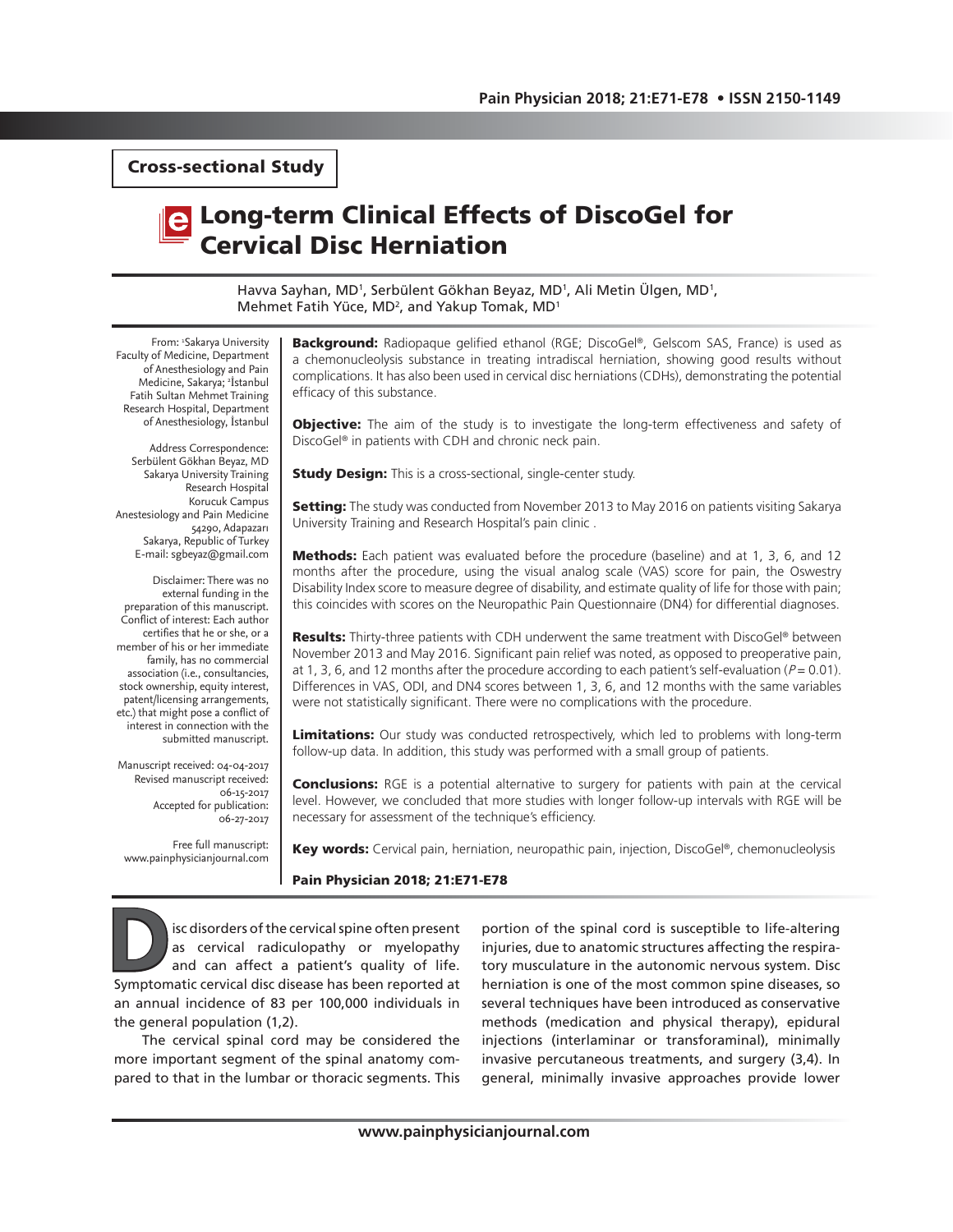**Cross-sectional Study**

# Long-term Clinical Effects of DiscoGel for Cervical Disc Herniation

Havva Sayhan, MD[1], Serbülent Gökhan Beyaz, MD[1], Ali Metin Ülgen, MD[1], Mehmet Fatih Yüce, MD[2], and Yakup Tomak, MD[1]

From: [1]Sakarya University Faculty of Medicine, Department of Anesthesiology and Pain Medicine, Sakarya; [2]İstanbul Fatih Sultan Mehmet Training Research Hospital, Department of Anesthesiology, İstanbul

Address Correspondence: Serbülent Gökhan Beyaz, MD Sakarya University Training Research Hospital Korucuk Campus Anestesiology and Pain Medicine 54290, Adapazarı Sakarya, Republic of Turkey E-mail: sgbeyaz@gmail.com

Disclaimer: There was no external funding in the preparation of this manuscript. Conflict of interest: Each author certifies that he or she, or a member of his or her immediate family, has no commercial association (i.e., consultancies, stock ownership, equity interest, patent/licensing arrangements, etc.) that might pose a conflict of interest in connection with the submitted manuscript.

Manuscript received: 04-04-2017 Revised manuscript received: 06-15-2017 Accepted for publication: 06-27-2017

Free full manuscript: www.painphysicianjournal.com

**Background:** Radiopaque gelified ethanol (RGE; DiscoGel®, Gelscom SAS, France) is used as a chemonucleolysis substance in treating intradiscal herniation, showing good results without complications. It has also been used in cervical disc herniations (CDHs), demonstrating the potential efficacy of this substance.

**Objective:** The aim of the study is to investigate the long-term effectiveness and safety of DiscoGel® in patients with CDH and chronic neck pain.

**Study Design:** This is a cross-sectional, single-center study.

**Setting:** The study was conducted from November 2013 to May 2016 on patients visiting Sakarya University Training and Research Hospital's pain clinic .

**Methods:** Each patient was evaluated before the procedure (baseline) and at 1, 3, 6, and 12 months after the procedure, using the visual analog scale (VAS) score for pain, the Oswestry Disability Index score to measure degree of disability, and estimate quality of life for those with pain; this coincides with scores on the Neuropathic Pain Questionnaire (DN4) for differential diagnoses.

**Results:** Thirty-three patients with CDH underwent the same treatment with DiscoGel® between November 2013 and May 2016. Significant pain relief was noted, as opposed to preoperative pain, at 1, 3, 6, and 12 months after the procedure according to each patient's self-evaluation ($P = 0.01$). Differences in VAS, ODI, and DN4 scores between 1, 3, 6, and 12 months with the same variables were not statistically significant. There were no complications with the procedure.

**Limitations:** Our study was conducted retrospectively, which led to problems with long-term follow-up data. In addition, this study was performed with a small group of patients.

**Conclusions:** RGE is a potential alternative to surgery for patients with pain at the cervical level. However, we concluded that more studies with longer follow-up intervals with RGE will be necessary for assessment of the technique's efficiency.

**Key words:** Cervical pain, herniation, neuropathic pain, injection, DiscoGel®, chemonucleolysis

**Pain Physician 2018; 21:E71-E78**

Disc disorders of the cervical spine often present as cervical radiculopathy or myelopathy and can affect a patient's quality of life. Symptomatic cervical disc disease has been reported at an annual incidence of 83 per 100,000 individuals in the general population (1,2).

The cervical spinal cord may be considered the more important segment of the spinal anatomy compared to that in the lumbar or thoracic segments. This portion of the spinal cord is susceptible to life-altering injuries, due to anatomic structures affecting the respiratory musculature in the autonomic nervous system. Disc herniation is one of the most common spine diseases, so several techniques have been introduced as conservative methods (medication and physical therapy), epidural injections (interlaminar or transforaminal), minimally invasive percutaneous treatments, and surgery (3,4). In general, minimally invasive approaches provide lower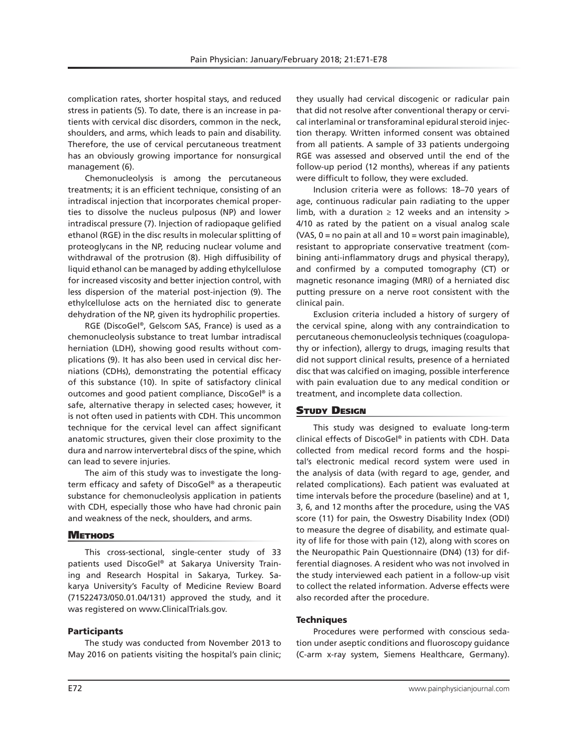complication rates, shorter hospital stays, and reduced stress in patients (5). To date, there is an increase in patients with cervical disc disorders, common in the neck, shoulders, and arms, which leads to pain and disability. Therefore, the use of cervical percutaneous treatment has an obviously growing importance for nonsurgical management (6).

Chemonucleolysis is among the percutaneous treatments; it is an efficient technique, consisting of an intradiscal injection that incorporates chemical properties to dissolve the nucleus pulposus (NP) and lower intradiscal pressure (7). Injection of radiopaque gelified ethanol (RGE) in the disc results in molecular splitting of proteoglycans in the NP, reducing nuclear volume and withdrawal of the protrusion (8). High diffusibility of liquid ethanol can be managed by adding ethylcellulose for increased viscosity and better injection control, with less dispersion of the material post-injection (9). The ethylcellulose acts on the herniated disc to generate dehydration of the NP, given its hydrophilic properties.

RGE (DiscoGel®, Gelscom SAS, France) is used as a chemonucleolysis substance to treat lumbar intradiscal herniation (LDH), showing good results without complications (9). It has also been used in cervical disc herniations (CDHs), demonstrating the potential efficacy of this substance (10). In spite of satisfactory clinical outcomes and good patient compliance, DiscoGel® is a safe, alternative therapy in selected cases; however, it is not often used in patients with CDH. This uncommon technique for the cervical level can affect significant anatomic structures, given their close proximity to the dura and narrow intervertebral discs of the spine, which can lead to severe injuries.

The aim of this study was to investigate the long-term efficacy and safety of DiscoGel® as a therapeutic substance for chemonucleolysis application in patients with CDH, especially those who have had chronic pain and weakness of the neck, shoulders, and arms.

## Methods

This cross-sectional, single-center study of 33 patients used DiscoGel® at Sakarya University Training and Research Hospital in Sakarya, Turkey. Sakarya University's Faculty of Medicine Review Board (71522473/050.01.04/131) approved the study, and it was registered on www.ClinicalTrials.gov.

### Participants

The study was conducted from November 2013 to May 2016 on patients visiting the hospital's pain clinic; they usually had cervical discogenic or radicular pain that did not resolve after conventional therapy or cervical interlaminal or transforaminal epidural steroid injection therapy. Written informed consent was obtained from all patients. A sample of 33 patients undergoing RGE was assessed and observed until the end of the follow-up period (12 months), whereas if any patients were difficult to follow, they were excluded.

Inclusion criteria were as follows: 18–70 years of age, continuous radicular pain radiating to the upper limb, with a duration ≥ 12 weeks and an intensity > 4/10 as rated by the patient on a visual analog scale (VAS, 0 = no pain at all and 10 = worst pain imaginable), resistant to appropriate conservative treatment (combining anti-inflammatory drugs and physical therapy), and confirmed by a computed tomography (CT) or magnetic resonance imaging (MRI) of a herniated disc putting pressure on a nerve root consistent with the clinical pain.

Exclusion criteria included a history of surgery of the cervical spine, along with any contraindication to percutaneous chemonucleolysis techniques (coagulopathy or infection), allergy to drugs, imaging results that did not support clinical results, presence of a herniated disc that was calcified on imaging, possible interference with pain evaluation due to any medical condition or treatment, and incomplete data collection.

## Study Design

This study was designed to evaluate long-term clinical effects of DiscoGel® in patients with CDH. Data collected from medical record forms and the hospital's electronic medical record system were used in the analysis of data (with regard to age, gender, and related complications). Each patient was evaluated at time intervals before the procedure (baseline) and at 1, 3, 6, and 12 months after the procedure, using the VAS score (11) for pain, the Oswestry Disability Index (ODI) to measure the degree of disability, and estimate quality of life for those with pain (12), along with scores on the Neuropathic Pain Questionnaire (DN4) (13) for differential diagnoses. A resident who was not involved in the study interviewed each patient in a follow-up visit to collect the related information. Adverse effects were also recorded after the procedure.

### Techniques

Procedures were performed with conscious sedation under aseptic conditions and fluoroscopy guidance (C-arm x-ray system, Siemens Healthcare, Germany).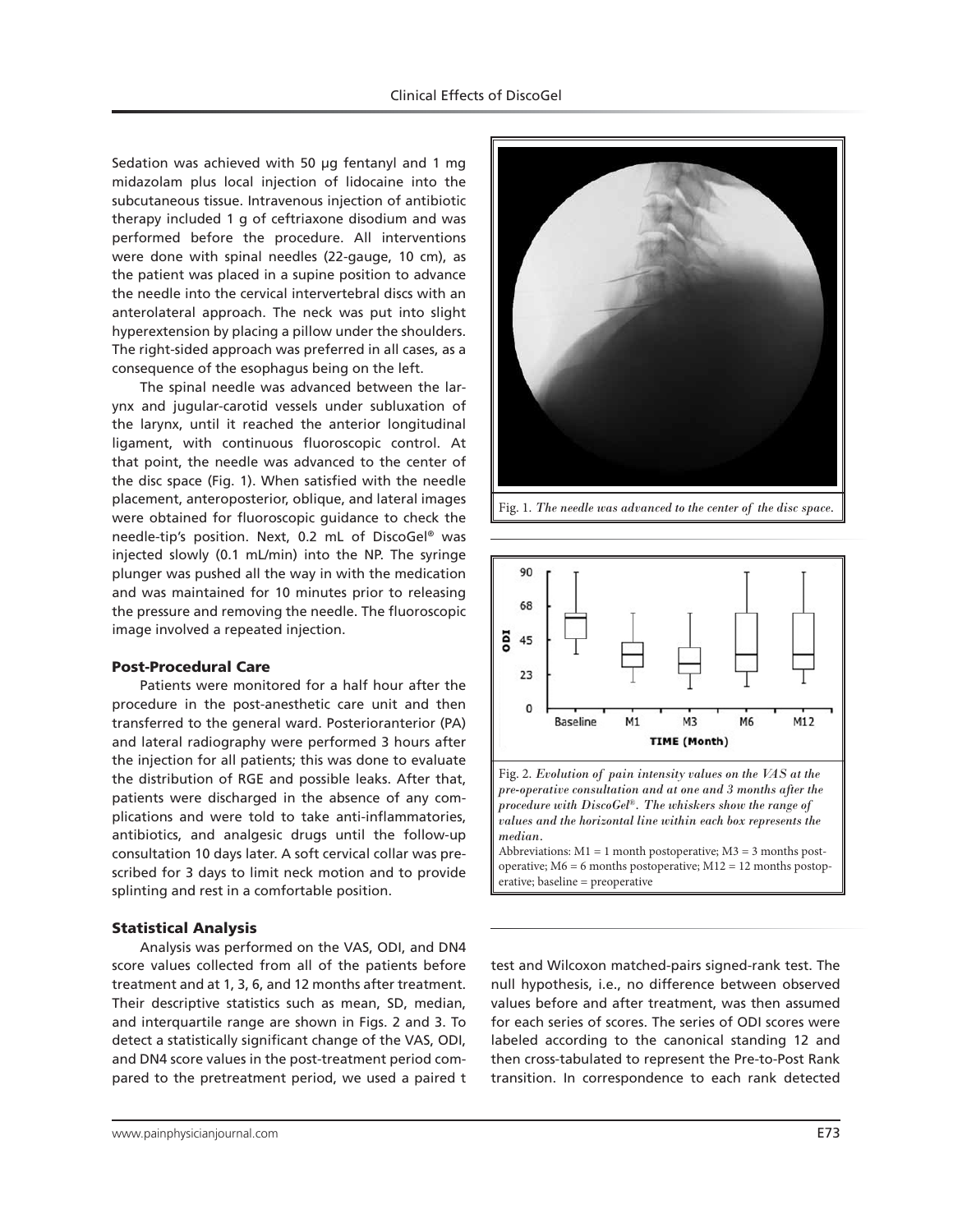Sedation was achieved with 50 µg fentanyl and 1 mg midazolam plus local injection of lidocaine into the subcutaneous tissue. Intravenous injection of antibiotic therapy included 1 g of ceftriaxone disodium and was performed before the procedure. All interventions were done with spinal needles (22-gauge, 10 cm), as the patient was placed in a supine position to advance the needle into the cervical intervertebral discs with an anterolateral approach. The neck was put into slight hyperextension by placing a pillow under the shoulders. The right-sided approach was preferred in all cases, as a consequence of the esophagus being on the left.

The spinal needle was advanced between the larynx and jugular-carotid vessels under subluxation of the larynx, until it reached the anterior longitudinal ligament, with continuous fluoroscopic control. At that point, the needle was advanced to the center of the disc space (Fig. 1). When satisfied with the needle placement, anteroposterior, oblique, and lateral images were obtained for fluoroscopic guidance to check the needle-tip's position. Next, 0.2 mL of DiscoGel® was injected slowly (0.1 mL/min) into the NP. The syringe plunger was pushed all the way in with the medication and was maintained for 10 minutes prior to releasing the pressure and removing the needle. The fluoroscopic image involved a repeated injection.

Fig. 1. *The needle was advanced to the center of the disc space.*

Fig. 2. *Evolution of pain intensity values on the VAS at the pre-operative consultation and at one and 3 months after the procedure with DiscoGel®. The whiskers show the range of values and the horizontal line within each box represents the median.*

Abbreviations: M1 = 1 month postoperative; M3 = 3 months postoperative; M6 = 6 months postoperative; M12 = 12 months postoperative; baseline = preoperative

### Post-Procedural Care

Patients were monitored for a half hour after the procedure in the post-anesthetic care unit and then transferred to the general ward. Posterioranterior (PA) and lateral radiography were performed 3 hours after the injection for all patients; this was done to evaluate the distribution of RGE and possible leaks. After that, patients were discharged in the absence of any complications and were told to take anti-inflammatories, antibiotics, and analgesic drugs until the follow-up consultation 10 days later. A soft cervical collar was prescribed for 3 days to limit neck motion and to provide splinting and rest in a comfortable position.

### Statistical Analysis

Analysis was performed on the VAS, ODI, and DN4 score values collected from all of the patients before treatment and at 1, 3, 6, and 12 months after treatment. Their descriptive statistics such as mean, SD, median, and interquartile range are shown in Figs. 2 and 3. To detect a statistically significant change of the VAS, ODI, and DN4 score values in the post-treatment period compared to the pretreatment period, we used a paired t test and Wilcoxon matched-pairs signed-rank test. The null hypothesis, i.e., no difference between observed values before and after treatment, was then assumed for each series of scores. The series of ODI scores were labeled according to the canonical standing 12 and then cross-tabulated to represent the Pre-to-Post Rank transition. In correspondence to each rank detected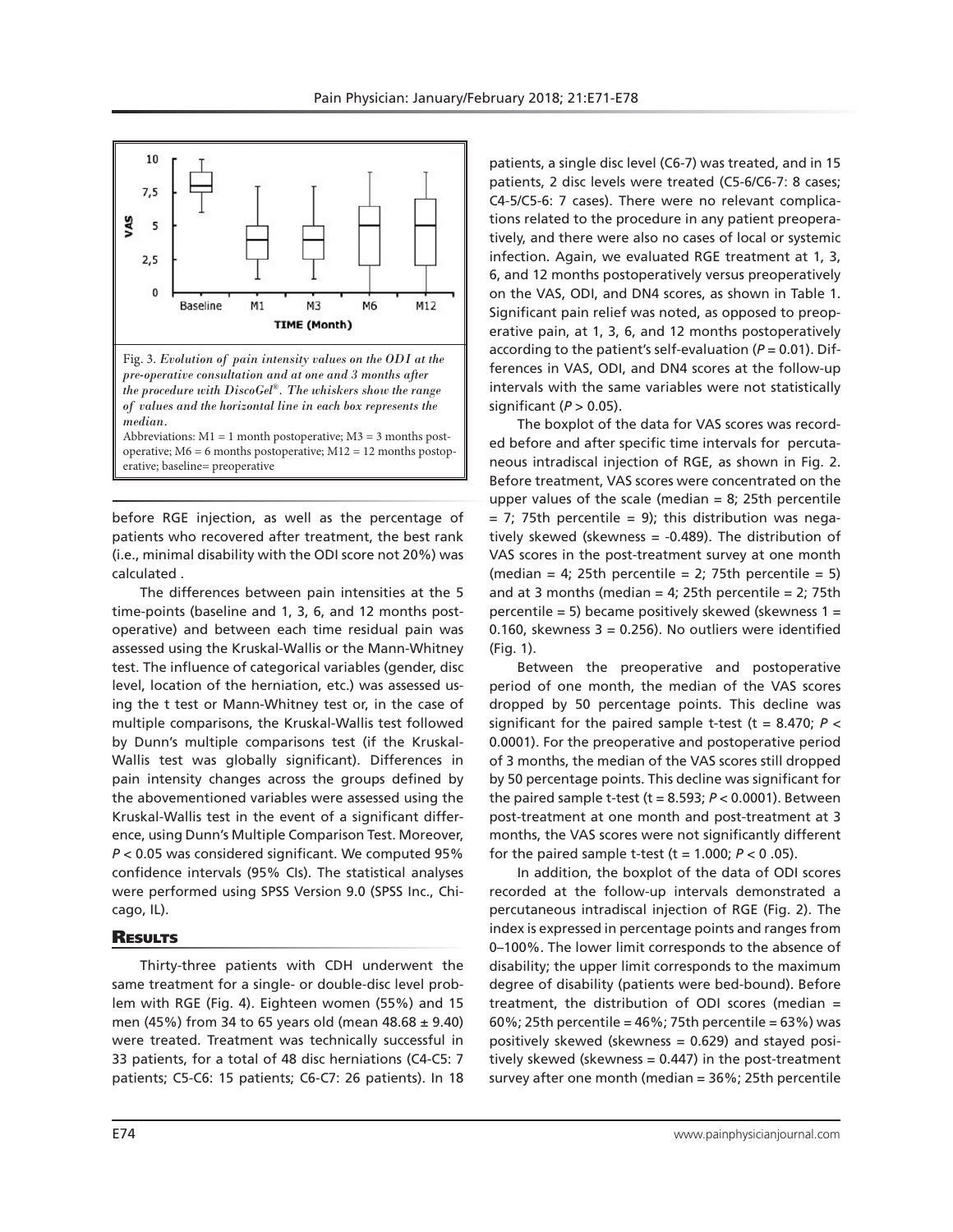Fig. 3. *Evolution of pain intensity values on the ODI at the pre-operative consultation and at one and 3 months after the procedure with DiscoGel®. The whiskers show the range of values and the horizontal line in each box represents the median.*

Abbreviations: M1 = 1 month postoperative; M3 = 3 months postoperative; M6 = 6 months postoperative; M12 = 12 months postoperative; baseline= preoperative

before RGE injection, as well as the percentage of patients who recovered after treatment, the best rank (i.e., minimal disability with the ODI score not 20%) was calculated .

The differences between pain intensities at the 5 time-points (baseline and 1, 3, 6, and 12 months postoperative) and between each time residual pain was assessed using the Kruskal-Wallis or the Mann-Whitney test. The influence of categorical variables (gender, disc level, location of the herniation, etc.) was assessed using the t test or Mann-Whitney test or, in the case of multiple comparisons, the Kruskal-Wallis test followed by Dunn's multiple comparisons test (if the Kruskal-Wallis test was globally significant). Differences in pain intensity changes across the groups defined by the abovementioned variables were assessed using the Kruskal-Wallis test in the event of a significant difference, using Dunn's Multiple Comparison Test. Moreover, $P < 0.05$ was considered significant. We computed 95% confidence intervals (95% CIs). The statistical analyses were performed using SPSS Version 9.0 (SPSS Inc., Chicago, IL).

## Results

Thirty-three patients with CDH underwent the same treatment for a single- or double-disc level problem with RGE (Fig. 4). Eighteen women (55%) and 15 men (45%) from 34 to 65 years old (mean 48.68 ± 9.40) were treated. Treatment was technically successful in 33 patients, for a total of 48 disc herniations (C4-C5: 7 patients; C5-C6: 15 patients; C6-C7: 26 patients). In 18 patients, a single disc level (C6-7) was treated, and in 15 patients, 2 disc levels were treated (C5-6/C6-7: 8 cases; C4-5/C5-6: 7 cases). There were no relevant complications related to the procedure in any patient preoperatively, and there were also no cases of local or systemic infection. Again, we evaluated RGE treatment at 1, 3, 6, and 12 months postoperatively versus preoperatively on the VAS, ODI, and DN4 scores, as shown in Table 1. Significant pain relief was noted, as opposed to preoperative pain, at 1, 3, 6, and 12 months postoperatively according to the patient's self-evaluation ($P = 0.01$). Differences in VAS, ODI, and DN4 scores at the follow-up intervals with the same variables were not statistically significant ($P > 0.05$).

The boxplot of the data for VAS scores was recorded before and after specific time intervals for percutaneous intradiscal injection of RGE, as shown in Fig. 2. Before treatment, VAS scores were concentrated on the upper values of the scale (median = 8; 25th percentile = 7; 75th percentile = 9); this distribution was negatively skewed (skewness = -0.489). The distribution of VAS scores in the post-treatment survey at one month (median = 4; 25th percentile = 2; 75th percentile = 5) and at 3 months (median = 4; 25th percentile = 2; 75th percentile = 5) became positively skewed (skewness 1 = 0.160, skewness 3 = 0.256). No outliers were identified (Fig. 1).

Between the preoperative and postoperative period of one month, the median of the VAS scores dropped by 50 percentage points. This decline was significant for the paired sample t-test ($t = 8.470$; $P < 0.0001$). For the preoperative and postoperative period of 3 months, the median of the VAS scores still dropped by 50 percentage points. This decline was significant for the paired sample t-test ($t = 8.593$; $P < 0.0001$). Between post-treatment at one month and post-treatment at 3 months, the VAS scores were not significantly different for the paired sample t-test ($t = 1.000$; $P < 0 .05$).

In addition, the boxplot of the data of ODI scores recorded at the follow-up intervals demonstrated a percutaneous intradiscal injection of RGE (Fig. 2). The index is expressed in percentage points and ranges from 0–100%. The lower limit corresponds to the absence of disability; the upper limit corresponds to the maximum degree of disability (patients were bed-bound). Before treatment, the distribution of ODI scores (median = 60%; 25th percentile = 46%; 75th percentile = 63%) was positively skewed (skewness = 0.629) and stayed positively skewed (skewness = 0.447) in the post-treatment survey after one month (median = 36%; 25th percentile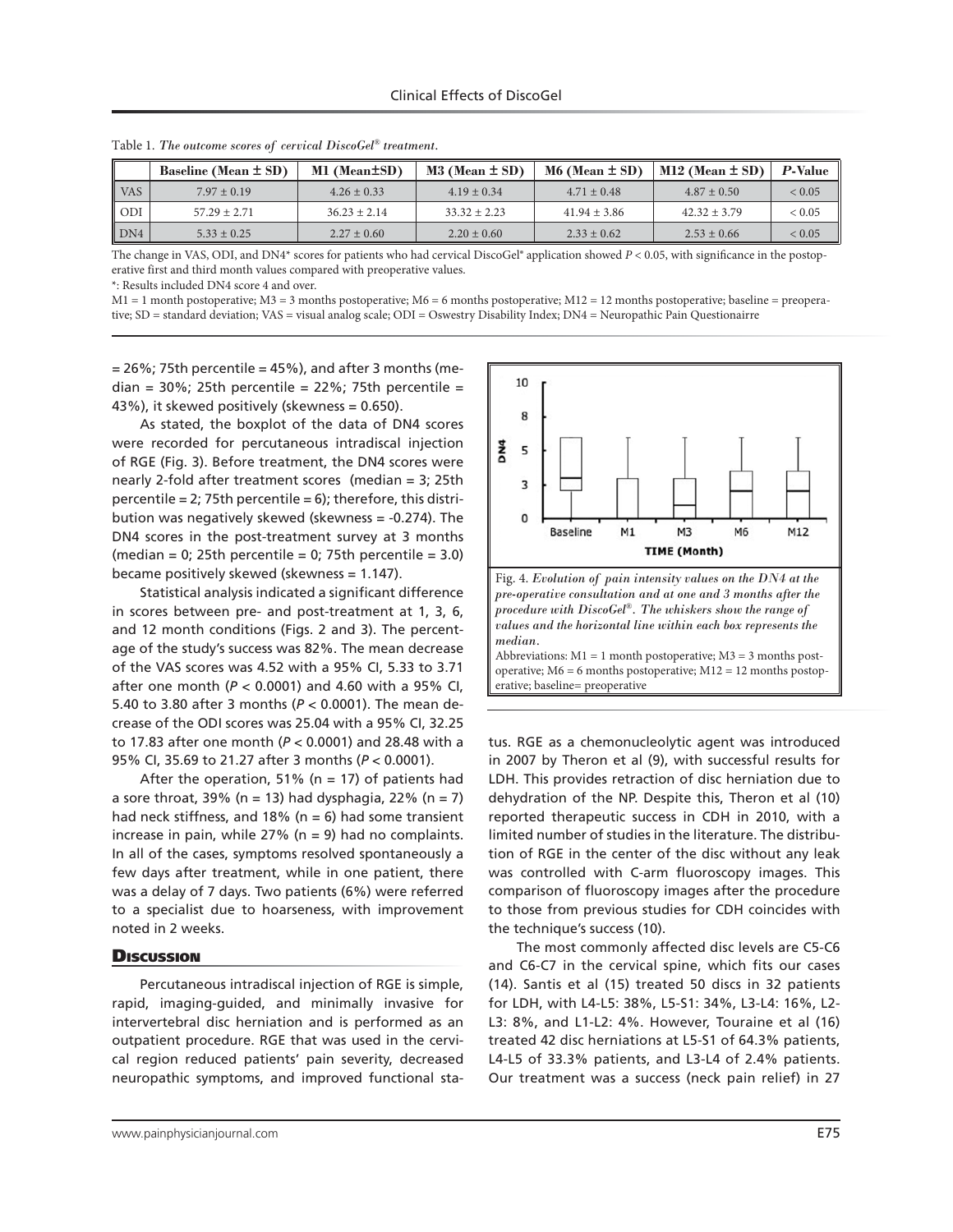Table 1. *The outcome scores of cervical DiscoGel® treatment.*

| | Baseline (Mean ± SD) | M1 (Mean±SD) | M3 (Mean ± SD) | M6 (Mean ± SD) | M12 (Mean ± SD) | *P*-Value |
|---|---|---|---|---|---|---|
| VAS | 7.97 ± 0.19 | 4.26 ± 0.33 | 4.19 ± 0.34 | 4.71 ± 0.48 | 4.87 ± 0.50 | < 0.05 |
| ODI | 57.29 ± 2.71 | 36.23 ± 2.14 | 33.32 ± 2.23 | 41.94 ± 3.86 | 42.32 ± 3.79 | < 0.05 |
| DN4 | 5.33 ± 0.25 | 2.27 ± 0.60 | 2.20 ± 0.60 | 2.33 ± 0.62 | 2.53 ± 0.66 | < 0.05 |

The change in VAS, ODI, and DN4* scores for patients who had cervical DiscoGel® application showed $P < 0.05$, with significance in the postoperative first and third month values compared with preoperative values.

*: Results included DN4 score 4 and over.

M1 = 1 month postoperative; M3 = 3 months postoperative; M6 = 6 months postoperative; M12 = 12 months postoperative; baseline = preoperative; SD = standard deviation; VAS = visual analog scale; ODI = Oswestry Disability Index; DN4 = Neuropathic Pain Questionairre

= 26%; 75th percentile = 45%), and after 3 months (median = 30%; 25th percentile = 22%; 75th percentile = 43%), it skewed positively (skewness = 0.650).

As stated, the boxplot of the data of DN4 scores were recorded for percutaneous intradiscal injection of RGE (Fig. 3). Before treatment, the DN4 scores were nearly 2-fold after treatment scores (median = 3; 25th percentile = 2; 75th percentile = 6); therefore, this distribution was negatively skewed (skewness = -0.274). The DN4 scores in the post-treatment survey at 3 months (median = 0; 25th percentile = 0; 75th percentile = 3.0) became positively skewed (skewness = 1.147).

Statistical analysis indicated a significant difference in scores between pre- and post-treatment at 1, 3, 6, and 12 month conditions (Figs. 2 and 3). The percentage of the study's success was 82%. The mean decrease of the VAS scores was 4.52 with a 95% CI, 5.33 to 3.71 after one month ($P < 0.0001$) and 4.60 with a 95% CI, 5.40 to 3.80 after 3 months ($P < 0.0001$). The mean decrease of the ODI scores was 25.04 with a 95% CI, 32.25 to 17.83 after one month ($P < 0.0001$) and 28.48 with a 95% CI, 35.69 to 21.27 after 3 months ($P < 0.0001$).

After the operation, 51% (n = 17) of patients had a sore throat, 39% (n = 13) had dysphagia, 22% (n = 7) had neck stiffness, and 18% (n = 6) had some transient increase in pain, while 27% (n = 9) had no complaints. In all of the cases, symptoms resolved spontaneously a few days after treatment, while in one patient, there was a delay of 7 days. Two patients (6%) were referred to a specialist due to hoarseness, with improvement noted in 2 weeks.

Fig. 4. *Evolution of pain intensity values on the DN4 at the pre-operative consultation and at one and 3 months after the procedure with DiscoGel®. The whiskers show the range of values and the horizontal line within each box represents the median.*
Abbreviations: M1 = 1 month postoperative; M3 = 3 months postoperative; M6 = 6 months postoperative; M12 = 12 months postoperative; baseline= preoperative

## Discussion

Percutaneous intradiscal injection of RGE is simple, rapid, imaging-guided, and minimally invasive for intervertebral disc herniation and is performed as an outpatient procedure. RGE that was used in the cervical region reduced patients' pain severity, decreased neuropathic symptoms, and improved functional status. RGE as a chemonucleolytic agent was introduced in 2007 by Theron et al (9), with successful results for LDH. This provides retraction of disc herniation due to dehydration of the NP. Despite this, Theron et al (10) reported therapeutic success in CDH in 2010, with a limited number of studies in the literature. The distribution of RGE in the center of the disc without any leak was controlled with C-arm fluoroscopy images. This comparison of fluoroscopy images after the procedure to those from previous studies for CDH coincides with the technique's success (10).

The most commonly affected disc levels are C5-C6 and C6-C7 in the cervical spine, which fits our cases (14). Santis et al (15) treated 50 discs in 32 patients for LDH, with L4-L5: 38%, L5-S1: 34%, L3-L4: 16%, L2-L3: 8%, and L1-L2: 4%. However, Touraine et al (16) treated 42 disc herniations at L5-S1 of 64.3% patients, L4-L5 of 33.3% patients, and L3-L4 of 2.4% patients. Our treatment was a success (neck pain relief) in 27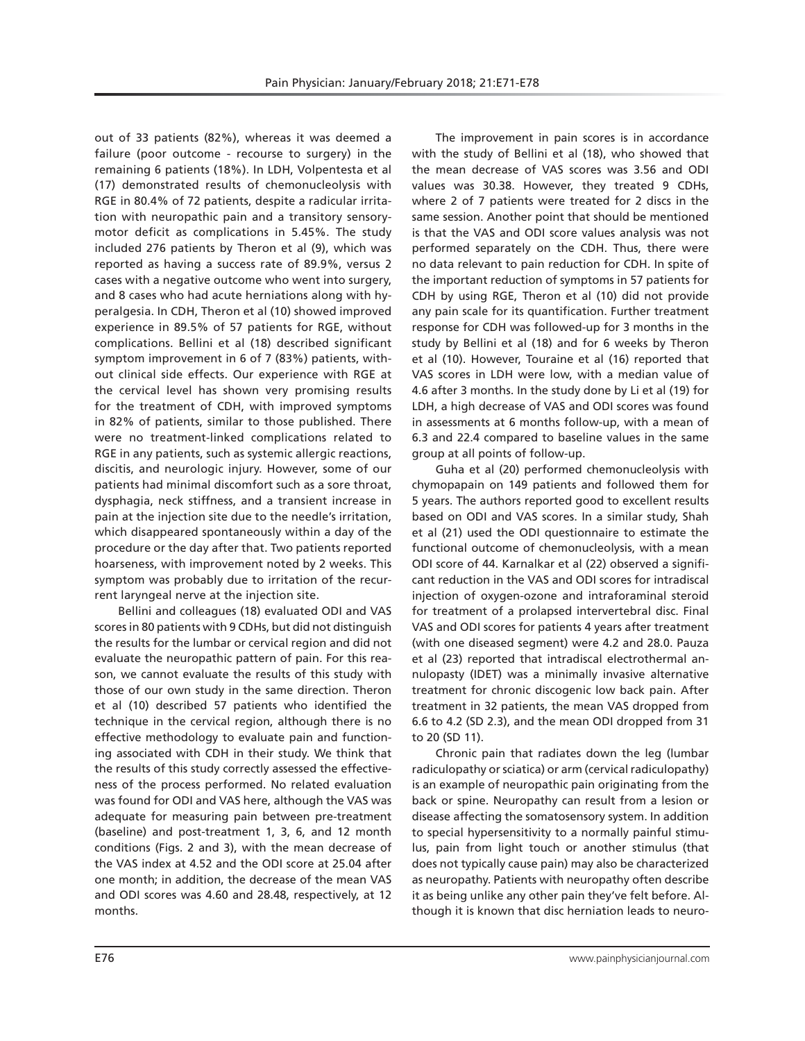out of 33 patients (82%), whereas it was deemed a failure (poor outcome - recourse to surgery) in the remaining 6 patients (18%). In LDH, Volpentesta et al (17) demonstrated results of chemonucleolysis with RGE in 80.4% of 72 patients, despite a radicular irritation with neuropathic pain and a transitory sensory-motor deficit as complications in 5.45%. The study included 276 patients by Theron et al (9), which was reported as having a success rate of 89.9%, versus 2 cases with a negative outcome who went into surgery, and 8 cases who had acute herniations along with hyperalgesia. In CDH, Theron et al (10) showed improved experience in 89.5% of 57 patients for RGE, without complications. Bellini et al (18) described significant symptom improvement in 6 of 7 (83%) patients, without clinical side effects. Our experience with RGE at the cervical level has shown very promising results for the treatment of CDH, with improved symptoms in 82% of patients, similar to those published. There were no treatment-linked complications related to RGE in any patients, such as systemic allergic reactions, discitis, and neurologic injury. However, some of our patients had minimal discomfort such as a sore throat, dysphagia, neck stiffness, and a transient increase in pain at the injection site due to the needle's irritation, which disappeared spontaneously within a day of the procedure or the day after that. Two patients reported hoarseness, with improvement noted by 2 weeks. This symptom was probably due to irritation of the recurrent laryngeal nerve at the injection site.

Bellini and colleagues (18) evaluated ODI and VAS scores in 80 patients with 9 CDHs, but did not distinguish the results for the lumbar or cervical region and did not evaluate the neuropathic pattern of pain. For this reason, we cannot evaluate the results of this study with those of our own study in the same direction. Theron et al (10) described 57 patients who identified the technique in the cervical region, although there is no effective methodology to evaluate pain and functioning associated with CDH in their study. We think that the results of this study correctly assessed the effectiveness of the process performed. No related evaluation was found for ODI and VAS here, although the VAS was adequate for measuring pain between pre-treatment (baseline) and post-treatment 1, 3, 6, and 12 month conditions (Figs. 2 and 3), with the mean decrease of the VAS index at 4.52 and the ODI score at 25.04 after one month; in addition, the decrease of the mean VAS and ODI scores was 4.60 and 28.48, respectively, at 12 months.

The improvement in pain scores is in accordance with the study of Bellini et al (18), who showed that the mean decrease of VAS scores was 3.56 and ODI values was 30.38. However, they treated 9 CDHs, where 2 of 7 patients were treated for 2 discs in the same session. Another point that should be mentioned is that the VAS and ODI score values analysis was not performed separately on the CDH. Thus, there were no data relevant to pain reduction for CDH. In spite of the important reduction of symptoms in 57 patients for CDH by using RGE, Theron et al (10) did not provide any pain scale for its quantification. Further treatment response for CDH was followed-up for 3 months in the study by Bellini et al (18) and for 6 weeks by Theron et al (10). However, Touraine et al (16) reported that VAS scores in LDH were low, with a median value of 4.6 after 3 months. In the study done by Li et al (19) for LDH, a high decrease of VAS and ODI scores was found in assessments at 6 months follow-up, with a mean of 6.3 and 22.4 compared to baseline values in the same group at all points of follow-up.

Guha et al (20) performed chemonucleolysis with chymopapain on 149 patients and followed them for 5 years. The authors reported good to excellent results based on ODI and VAS scores. In a similar study, Shah et al (21) used the ODI questionnaire to estimate the functional outcome of chemonucleolysis, with a mean ODI score of 44. Karnalkar et al (22) observed a significant reduction in the VAS and ODI scores for intradiscal injection of oxygen-ozone and intraforaminal steroid for treatment of a prolapsed intervertebral disc. Final VAS and ODI scores for patients 4 years after treatment (with one diseased segment) were 4.2 and 28.0. Pauza et al (23) reported that intradiscal electrothermal annulopasty (IDET) was a minimally invasive alternative treatment for chronic discogenic low back pain. After treatment in 32 patients, the mean VAS dropped from 6.6 to 4.2 (SD 2.3), and the mean ODI dropped from 31 to 20 (SD 11).

Chronic pain that radiates down the leg (lumbar radiculopathy or sciatica) or arm (cervical radiculopathy) is an example of neuropathic pain originating from the back or spine. Neuropathy can result from a lesion or disease affecting the somatosensory system. In addition to special hypersensitivity to a normally painful stimulus, pain from light touch or another stimulus (that does not typically cause pain) may also be characterized as neuropathy. Patients with neuropathy often describe it as being unlike any other pain they've felt before. Although it is known that disc herniation leads to neuro-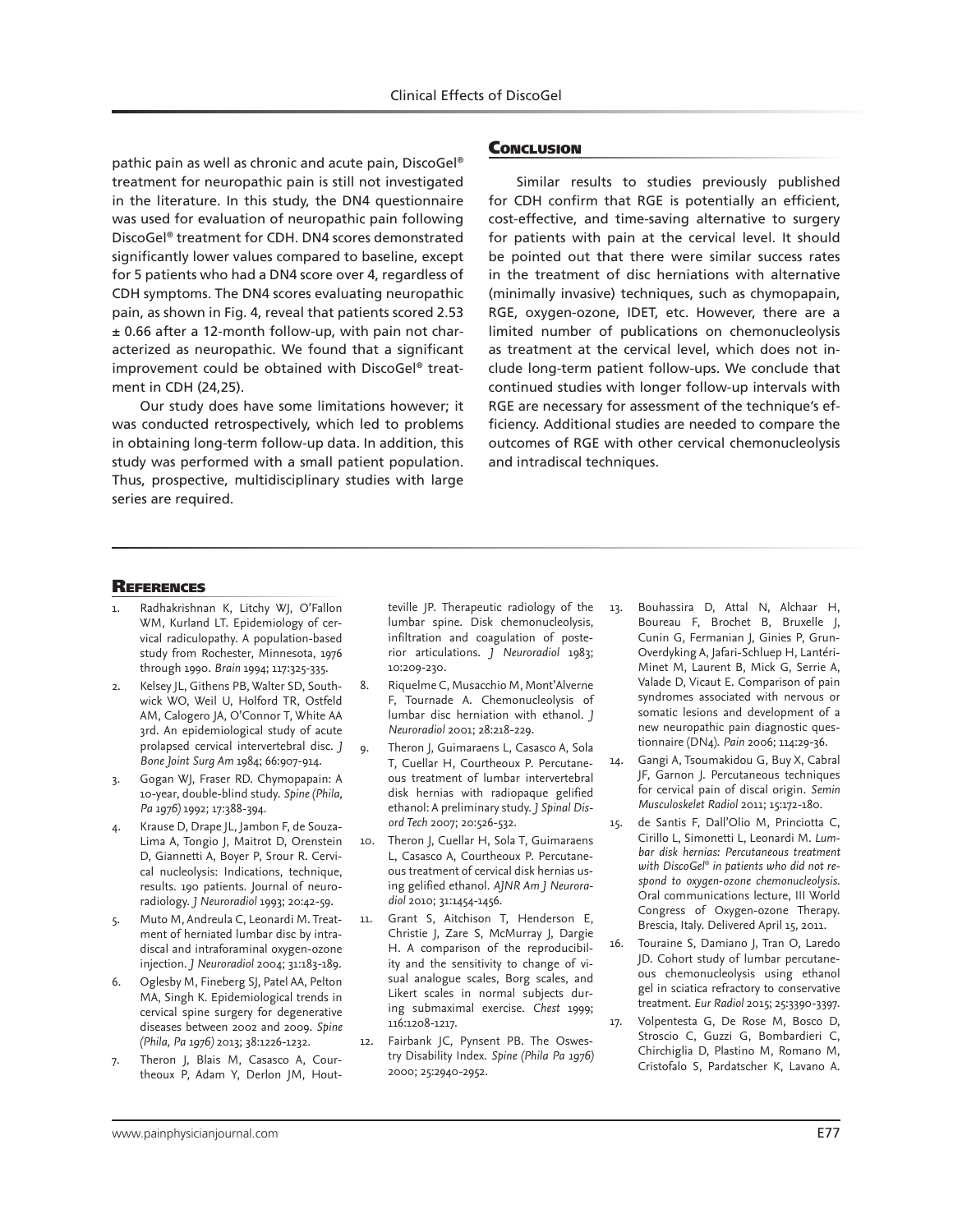pathic pain as well as chronic and acute pain, DiscoGel® treatment for neuropathic pain is still not investigated in the literature. In this study, the DN4 questionnaire was used for evaluation of neuropathic pain following DiscoGel® treatment for CDH. DN4 scores demonstrated significantly lower values compared to baseline, except for 5 patients who had a DN4 score over 4, regardless of CDH symptoms. The DN4 scores evaluating neuropathic pain, as shown in Fig. 4, reveal that patients scored 2.53 ± 0.66 after a 12-month follow-up, with pain not characterized as neuropathic. We found that a significant improvement could be obtained with DiscoGel® treatment in CDH (24,25).

Our study does have some limitations however; it was conducted retrospectively, which led to problems in obtaining long-term follow-up data. In addition, this study was performed with a small patient population. Thus, prospective, multidisciplinary studies with large series are required.

## Conclusion

Similar results to studies previously published for CDH confirm that RGE is potentially an efficient, cost-effective, and time-saving alternative to surgery for patients with pain at the cervical level. It should be pointed out that there were similar success rates in the treatment of disc herniations with alternative (minimally invasive) techniques, such as chymopapain, RGE, oxygen-ozone, IDET, etc. However, there are a limited number of publications on chemonucleolysis as treatment at the cervical level, which does not include long-term patient follow-ups. We conclude that continued studies with longer follow-up intervals with RGE are necessary for assessment of the technique's efficiency. Additional studies are needed to compare the outcomes of RGE with other cervical chemonucleolysis and intradiscal techniques.

## References

1. Radhakrishnan K, Litchy WJ, O'Fallon WM, Kurland LT. Epidemiology of cervical radiculopathy. A population-based study from Rochester, Minnesota, 1976 through 1990. *Brain* 1994; 117:325-335.
2. Kelsey JL, Githens PB, Walter SD, Southwick WO, Weil U, Holford TR, Ostfeld AM, Calogero JA, O'Connor T, White AA 3rd. An epidemiological study of acute prolapsed cervical intervertebral disc. *J Bone Joint Surg Am* 1984; 66:907-914.
3. Gogan WJ, Fraser RD. Chymopapain: A 10-year, double-blind study. *Spine (Phila, Pa 1976)* 1992; 17:388-394.
4. Krause D, Drape JL, Jambon F, de Souza-Lima A, Tongio J, Maitrot D, Orenstein D, Giannetti A, Boyer P, Srour R. Cervical nucleolysis: Indications, technique, results. 190 patients. Journal of neuroradiology. *J Neuroradiol* 1993; 20:42-59.
5. Muto M, Andreula C, Leonardi M. Treatment of herniated lumbar disc by intradiscal and intraforaminal oxygen-ozone injection. *J Neuroradiol* 2004; 31:183-189.
6. Oglesby M, Fineberg SJ, Patel AA, Pelton MA, Singh K. Epidemiological trends in cervical spine surgery for degenerative diseases between 2002 and 2009. *Spine (Phila, Pa 1976)* 2013; 38:1226-1232.
7. Theron J, Blais M, Casasco A, Courtheoux P, Adam Y, Derlon JM, Houtteville JP. Therapeutic radiology of the lumbar spine. Disk chemonucleolysis, infiltration and coagulation of posterior articulations. *J Neuroradiol* 1983; 10:209-230.
8. Riquelme C, Musacchio M, Mont'Alverne F, Tournade A. Chemonucleolysis of lumbar disc herniation with ethanol. *J Neuroradiol* 2001; 28:218-229.
9. Theron J, Guimaraens L, Casasco A, Sola T, Cuellar H, Courtheoux P. Percutaneous treatment of lumbar intervertebral disk hernias with radiopaque gelified ethanol: A preliminary study. *J Spinal Disord Tech* 2007; 20:526-532.
10. Theron J, Cuellar H, Sola T, Guimaraens L, Casasco A, Courtheoux P. Percutaneous treatment of cervical disk hernias using gelified ethanol. *AJNR Am J Neuroradiol* 2010; 31:1454-1456.
11. Grant S, Aitchison T, Henderson E, Christie J, Zare S, McMurray J, Dargie H. A comparison of the reproducibility and the sensitivity to change of visual analogue scales, Borg scales, and Likert scales in normal subjects during submaximal exercise. *Chest* 1999; 116:1208-1217.
12. Fairbank JC, Pynsent PB. The Oswestry Disability Index. *Spine (Phila Pa 1976)* 2000; 25:2940-2952.
13. Bouhassira D, Attal N, Alchaar H, Boureau F, Brochet B, Bruxelle J, Cunin G, Fermanian J, Ginies P, Grun-Overdyking A, Jafari-Schluep H, Lantéri-Minet M, Laurent B, Mick G, Serrie A, Valade D, Vicaut E. Comparison of pain syndromes associated with nervous or somatic lesions and development of a new neuropathic pain diagnostic questionnaire (DN4). *Pain* 2006; 114:29-36.
14. Gangi A, Tsoumakidou G, Buy X, Cabral JF, Garnon J. Percutaneous techniques for cervical pain of discal origin. *Semin Musculoskelet Radiol* 2011; 15:172-180.
15. de Santis F, Dall'Olio M, Princiotta C, Cirillo L, Simonetti L, Leonardi M. *Lumbar disk hernias: Percutaneous treatment with DiscoGel® in patients who did not respond to oxygen-ozone chemonucleolysis.* Oral communications lecture, III World Congress of Oxygen-ozone Therapy. Brescia, Italy. Delivered April 15, 2011.
16. Touraine S, Damiano J, Tran O, Laredo JD. Cohort study of lumbar percutaneous chemonucleolysis using ethanol gel in sciatica refractory to conservative treatment. *Eur Radiol* 2015; 25:3390-3397.
17. Volpentesta G, De Rose M, Bosco D, Stroscio C, Guzzi G, Bombardieri C, Chirchiglia D, Plastino M, Romano M, Cristofalo S, Pardatscher K, Lavano A.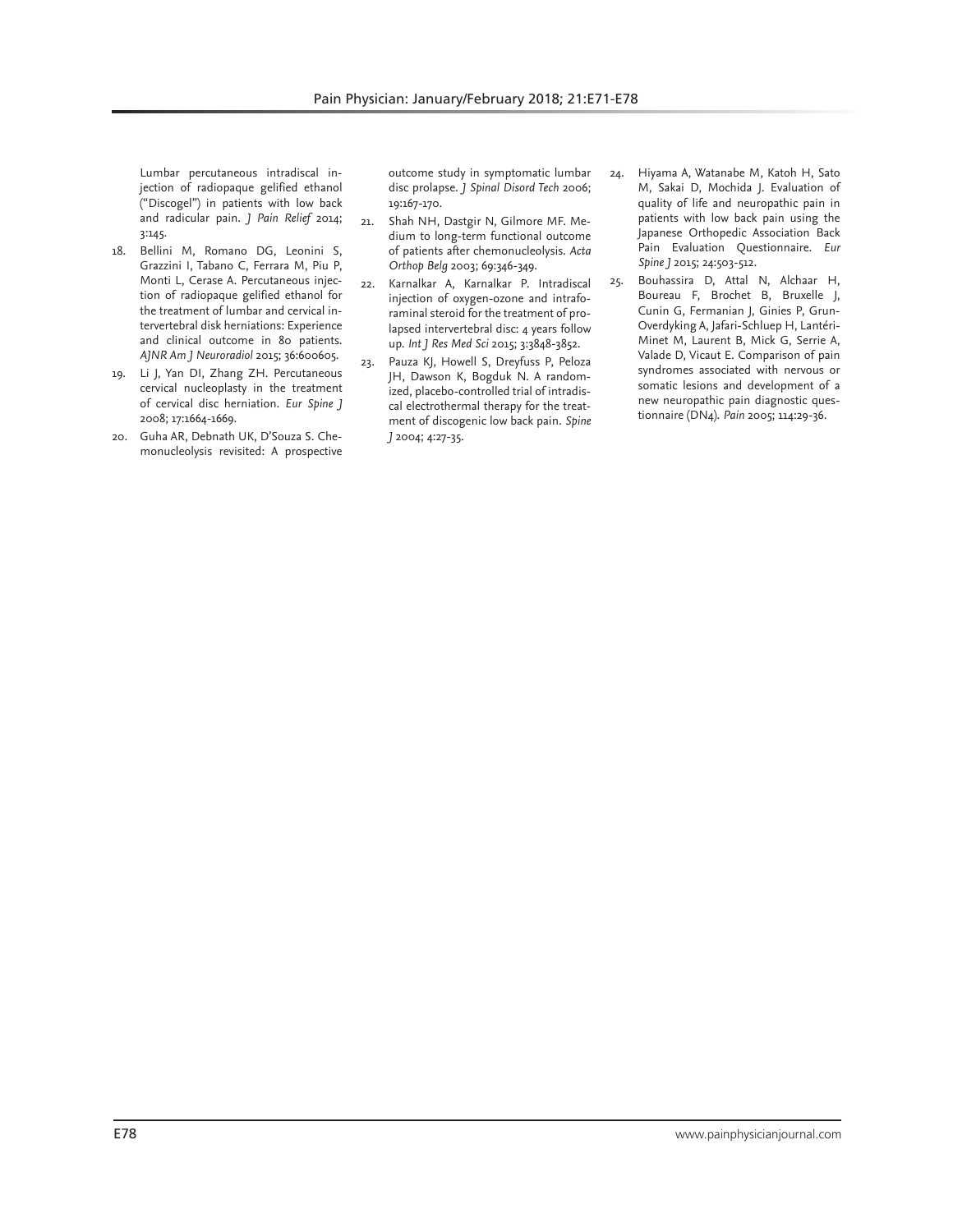Lumbar percutaneous intradiscal injection of radiopaque gelified ethanol ("Discogel") in patients with low back and radicular pain. *J Pain Relief* 2014; 3:145.

18. Bellini M, Romano DG, Leonini S, Grazzini I, Tabano C, Ferrara M, Piu P, Monti L, Cerase A. Percutaneous injection of radiopaque gelified ethanol for the treatment of lumbar and cervical intervertebral disk herniations: Experience and clinical outcome in 80 patients. *AJNR Am J Neuroradiol* 2015; 36:600605.
19. Li J, Yan DI, Zhang ZH. Percutaneous cervical nucleoplasty in the treatment of cervical disc herniation. *Eur Spine J* 2008; 17:1664-1669.
20. Guha AR, Debnath UK, D'Souza S. Chemonucleolysis revisited: A prospective outcome study in symptomatic lumbar disc prolapse. *J Spinal Disord Tech* 2006; 19:167-170.
21. Shah NH, Dastgir N, Gilmore MF. Medium to long-term functional outcome of patients after chemonucleolysis. *Acta Orthop Belg* 2003; 69:346-349.
22. Karnalkar A, Karnalkar P. Intradiscal injection of oxygen-ozone and intraforaminal steroid for the treatment of prolapsed intervertebral disc: 4 years follow up. *Int J Res Med Sci* 2015; 3:3848-3852.
23. Pauza KJ, Howell S, Dreyfuss P, Peloza JH, Dawson K, Bogduk N. A randomized, placebo-controlled trial of intradiscal electrothermal therapy for the treatment of discogenic low back pain. *Spine J* 2004; 4:27-35.
24. Hiyama A, Watanabe M, Katoh H, Sato M, Sakai D, Mochida J. Evaluation of quality of life and neuropathic pain in patients with low back pain using the Japanese Orthopedic Association Back Pain Evaluation Questionnaire. *Eur Spine J* 2015; 24:503-512.
25. Bouhassira D, Attal N, Alchaar H, Boureau F, Brochet B, Bruxelle J, Cunin G, Fermanian J, Ginies P, Grun-Overdyking A, Jafari-Schluep H, Lantéri-Minet M, Laurent B, Mick G, Serrie A, Valade D, Vicaut E. Comparison of pain syndromes associated with nervous or somatic lesions and development of a new neuropathic pain diagnostic questionnaire (DN4). *Pain* 2005; 114:29-36.